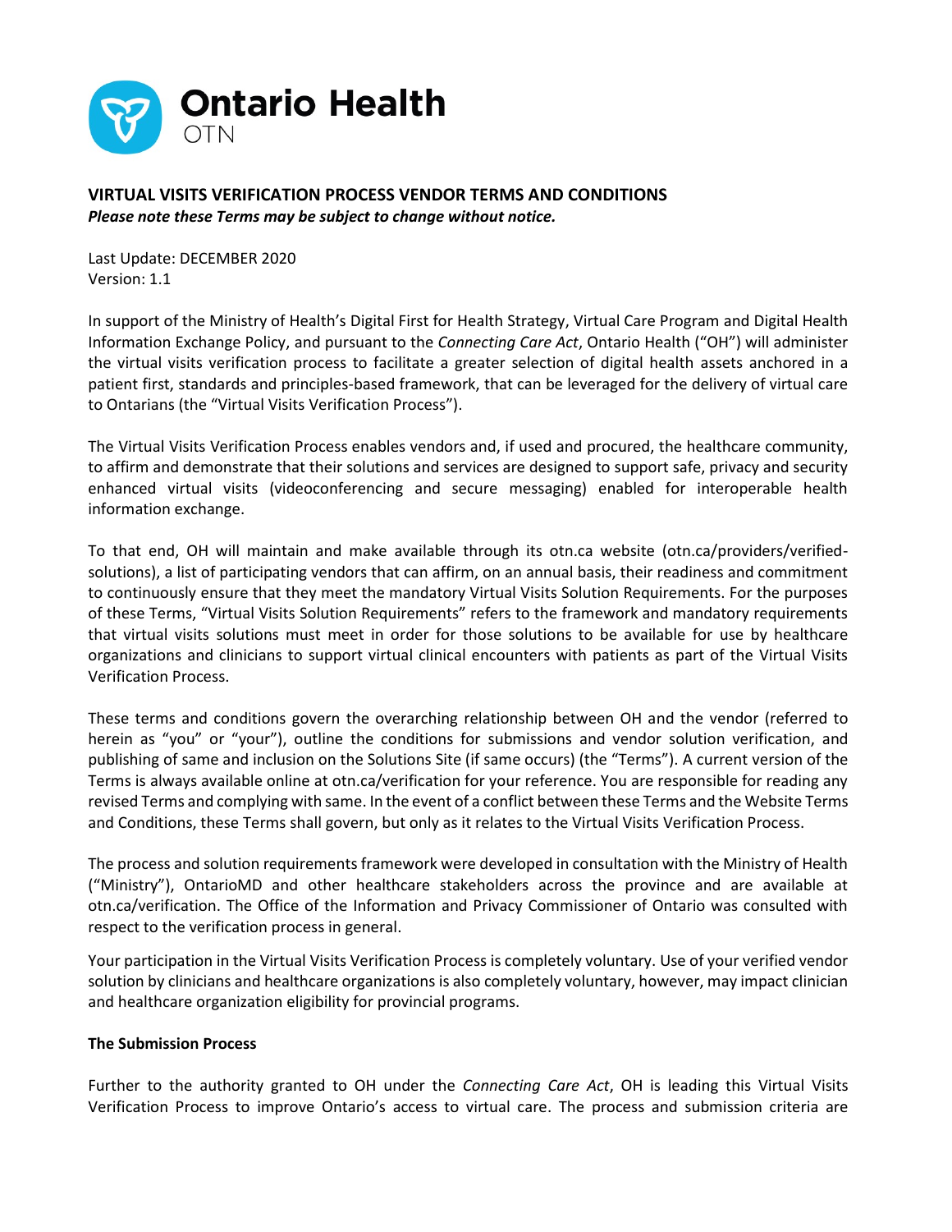Ontario Health
OTN

# VIRTUAL VISITS VERIFICATION PROCESS VENDOR TERMS AND CONDITIONS

***Please note these Terms may be subject to change without notice.***

Last Update: DECEMBER 2020
Version: 1.1

In support of the Ministry of Health's Digital First for Health Strategy, Virtual Care Program and Digital Health Information Exchange Policy, and pursuant to the *Connecting Care Act*, Ontario Health ("OH") will administer the virtual visits verification process to facilitate a greater selection of digital health assets anchored in a patient first, standards and principles-based framework, that can be leveraged for the delivery of virtual care to Ontarians (the "Virtual Visits Verification Process").

The Virtual Visits Verification Process enables vendors and, if used and procured, the healthcare community, to affirm and demonstrate that their solutions and services are designed to support safe, privacy and security enhanced virtual visits (videoconferencing and secure messaging) enabled for interoperable health information exchange.

To that end, OH will maintain and make available through its otn.ca website (otn.ca/providers/verified-solutions), a list of participating vendors that can affirm, on an annual basis, their readiness and commitment to continuously ensure that they meet the mandatory Virtual Visits Solution Requirements. For the purposes of these Terms, "Virtual Visits Solution Requirements" refers to the framework and mandatory requirements that virtual visits solutions must meet in order for those solutions to be available for use by healthcare organizations and clinicians to support virtual clinical encounters with patients as part of the Virtual Visits Verification Process.

These terms and conditions govern the overarching relationship between OH and the vendor (referred to herein as "you" or "your"), outline the conditions for submissions and vendor solution verification, and publishing of same and inclusion on the Solutions Site (if same occurs) (the "Terms"). A current version of the Terms is always available online at otn.ca/verification for your reference. You are responsible for reading any revised Terms and complying with same. In the event of a conflict between these Terms and the Website Terms and Conditions, these Terms shall govern, but only as it relates to the Virtual Visits Verification Process.

The process and solution requirements framework were developed in consultation with the Ministry of Health ("Ministry"), OntarioMD and other healthcare stakeholders across the province and are available at otn.ca/verification. The Office of the Information and Privacy Commissioner of Ontario was consulted with respect to the verification process in general.

Your participation in the Virtual Visits Verification Process is completely voluntary. Use of your verified vendor solution by clinicians and healthcare organizations is also completely voluntary, however, may impact clinician and healthcare organization eligibility for provincial programs.

## The Submission Process

Further to the authority granted to OH under the *Connecting Care Act*, OH is leading this Virtual Visits Verification Process to improve Ontario's access to virtual care. The process and submission criteria are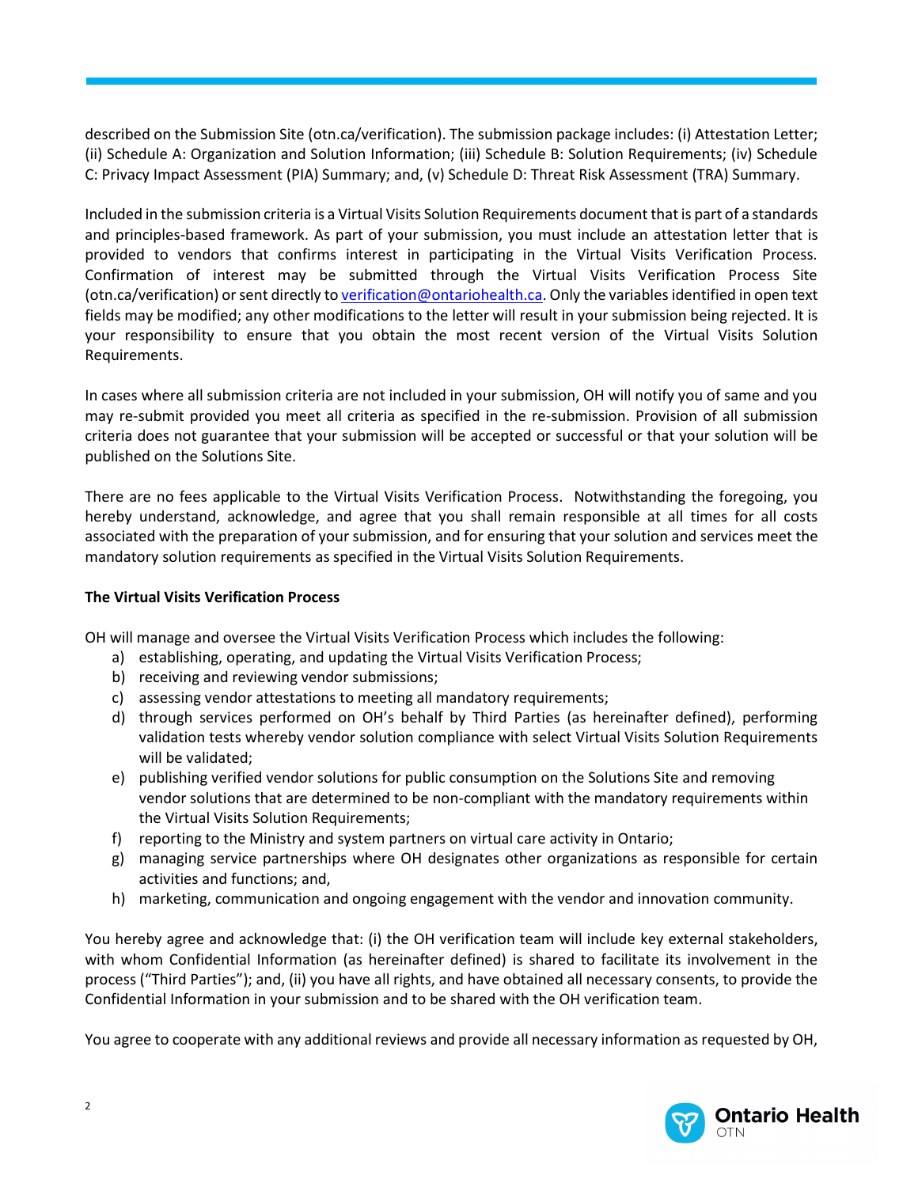described on the Submission Site (otn.ca/verification). The submission package includes: (i) Attestation Letter; (ii) Schedule A: Organization and Solution Information; (iii) Schedule B: Solution Requirements; (iv) Schedule C: Privacy Impact Assessment (PIA) Summary; and, (v) Schedule D: Threat Risk Assessment (TRA) Summary.

Included in the submission criteria is a Virtual Visits Solution Requirements document that is part of a standards and principles-based framework. As part of your submission, you must include an attestation letter that is provided to vendors that confirms interest in participating in the Virtual Visits Verification Process. Confirmation of interest may be submitted through the Virtual Visits Verification Process Site (otn.ca/verification) or sent directly to verification@ontariohealth.ca. Only the variables identified in open text fields may be modified; any other modifications to the letter will result in your submission being rejected. It is your responsibility to ensure that you obtain the most recent version of the Virtual Visits Solution Requirements.

In cases where all submission criteria are not included in your submission, OH will notify you of same and you may re-submit provided you meet all criteria as specified in the re-submission. Provision of all submission criteria does not guarantee that your submission will be accepted or successful or that your solution will be published on the Solutions Site.

There are no fees applicable to the Virtual Visits Verification Process. Notwithstanding the foregoing, you hereby understand, acknowledge, and agree that you shall remain responsible at all times for all costs associated with the preparation of your submission, and for ensuring that your solution and services meet the mandatory solution requirements as specified in the Virtual Visits Solution Requirements.

**The Virtual Visits Verification Process**

OH will manage and oversee the Virtual Visits Verification Process which includes the following:

a) establishing, operating, and updating the Virtual Visits Verification Process;
b) receiving and reviewing vendor submissions;
c) assessing vendor attestations to meeting all mandatory requirements;
d) through services performed on OH's behalf by Third Parties (as hereinafter defined), performing validation tests whereby vendor solution compliance with select Virtual Visits Solution Requirements will be validated;
e) publishing verified vendor solutions for public consumption on the Solutions Site and removing vendor solutions that are determined to be non-compliant with the mandatory requirements within the Virtual Visits Solution Requirements;
f) reporting to the Ministry and system partners on virtual care activity in Ontario;
g) managing service partnerships where OH designates other organizations as responsible for certain activities and functions; and,
h) marketing, communication and ongoing engagement with the vendor and innovation community.

You hereby agree and acknowledge that: (i) the OH verification team will include key external stakeholders, with whom Confidential Information (as hereinafter defined) is shared to facilitate its involvement in the process ("Third Parties"); and, (ii) you have all rights, and have obtained all necessary consents, to provide the Confidential Information in your submission and to be shared with the OH verification team.

You agree to cooperate with any additional reviews and provide all necessary information as requested by OH,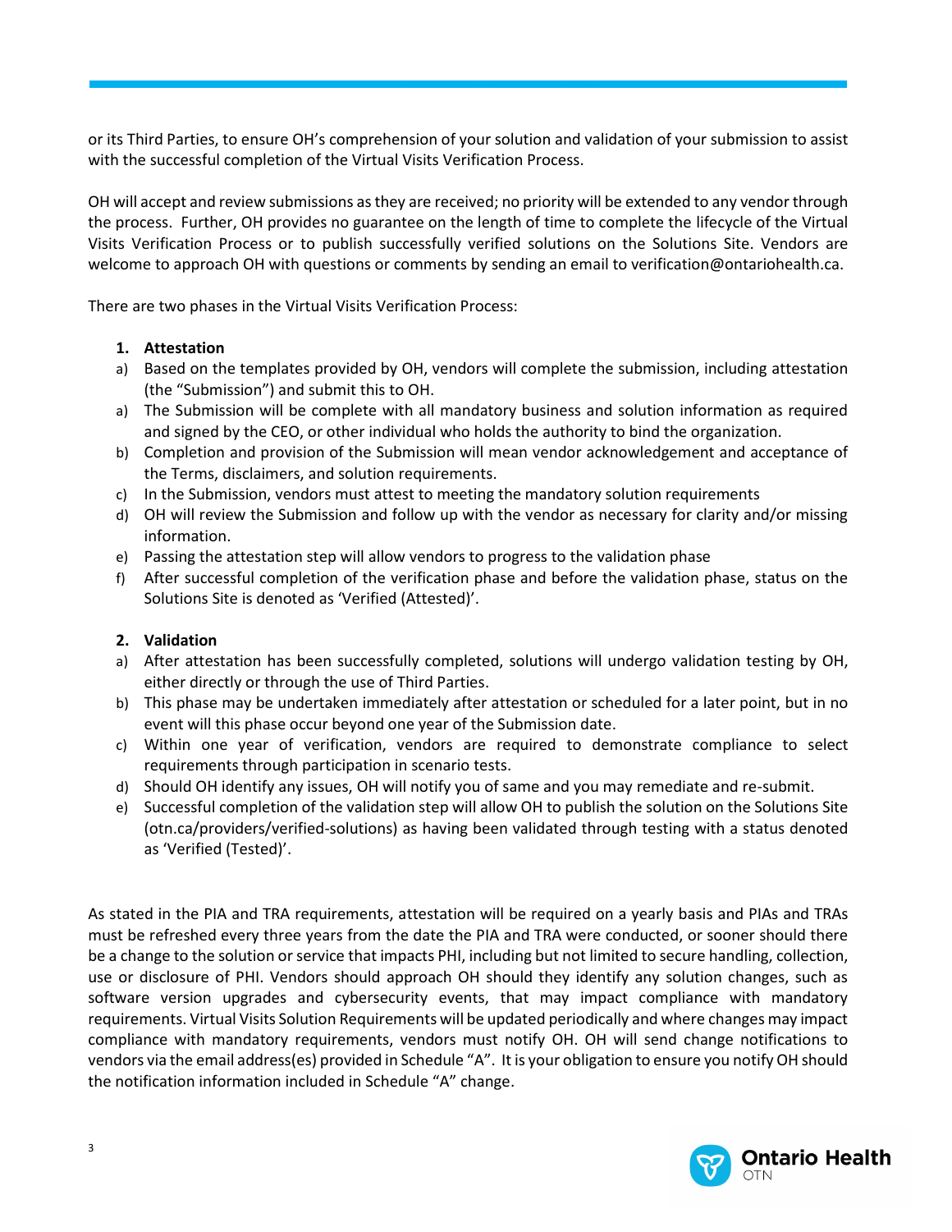or its Third Parties, to ensure OH's comprehension of your solution and validation of your submission to assist with the successful completion of the Virtual Visits Verification Process.

OH will accept and review submissions as they are received; no priority will be extended to any vendor through the process. Further, OH provides no guarantee on the length of time to complete the lifecycle of the Virtual Visits Verification Process or to publish successfully verified solutions on the Solutions Site. Vendors are welcome to approach OH with questions or comments by sending an email to verification@ontariohealth.ca.

There are two phases in the Virtual Visits Verification Process:

**1. Attestation**

a) Based on the templates provided by OH, vendors will complete the submission, including attestation (the "Submission") and submit this to OH.

a) The Submission will be complete with all mandatory business and solution information as required and signed by the CEO, or other individual who holds the authority to bind the organization.

b) Completion and provision of the Submission will mean vendor acknowledgement and acceptance of the Terms, disclaimers, and solution requirements.

c) In the Submission, vendors must attest to meeting the mandatory solution requirements

d) OH will review the Submission and follow up with the vendor as necessary for clarity and/or missing information.

e) Passing the attestation step will allow vendors to progress to the validation phase

f) After successful completion of the verification phase and before the validation phase, status on the Solutions Site is denoted as 'Verified (Attested)'.

**2. Validation**

a) After attestation has been successfully completed, solutions will undergo validation testing by OH, either directly or through the use of Third Parties.

b) This phase may be undertaken immediately after attestation or scheduled for a later point, but in no event will this phase occur beyond one year of the Submission date.

c) Within one year of verification, vendors are required to demonstrate compliance to select requirements through participation in scenario tests.

d) Should OH identify any issues, OH will notify you of same and you may remediate and re-submit.

e) Successful completion of the validation step will allow OH to publish the solution on the Solutions Site (otn.ca/providers/verified-solutions) as having been validated through testing with a status denoted as 'Verified (Tested)'.

As stated in the PIA and TRA requirements, attestation will be required on a yearly basis and PIAs and TRAs must be refreshed every three years from the date the PIA and TRA were conducted, or sooner should there be a change to the solution or service that impacts PHI, including but not limited to secure handling, collection, use or disclosure of PHI. Vendors should approach OH should they identify any solution changes, such as software version upgrades and cybersecurity events, that may impact compliance with mandatory requirements. Virtual Visits Solution Requirements will be updated periodically and where changes may impact compliance with mandatory requirements, vendors must notify OH. OH will send change notifications to vendors via the email address(es) provided in Schedule "A". It is your obligation to ensure you notify OH should the notification information included in Schedule "A" change.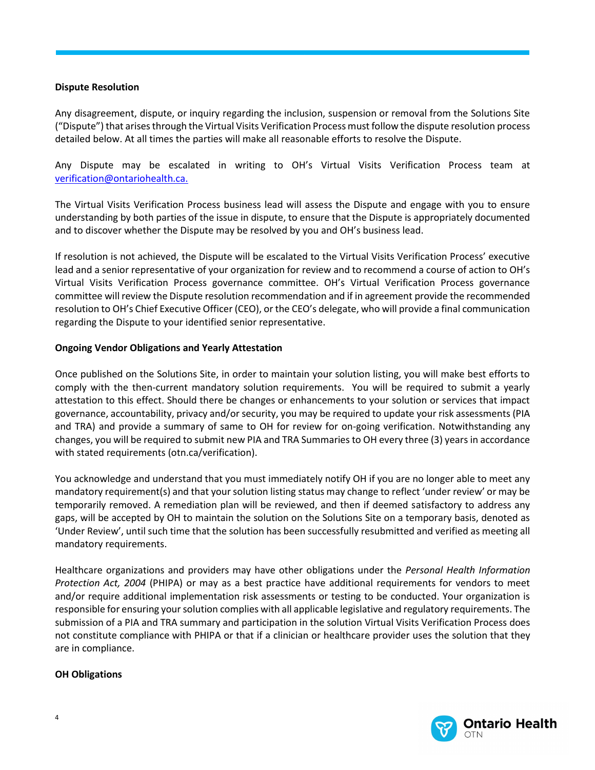**Dispute Resolution**

Any disagreement, dispute, or inquiry regarding the inclusion, suspension or removal from the Solutions Site ("Dispute") that arises through the Virtual Visits Verification Process must follow the dispute resolution process detailed below. At all times the parties will make all reasonable efforts to resolve the Dispute.

Any Dispute may be escalated in writing to OH's Virtual Visits Verification Process team at [verification@ontariohealth.ca.](mailto:verification@ontariohealth.ca)

The Virtual Visits Verification Process business lead will assess the Dispute and engage with you to ensure understanding by both parties of the issue in dispute, to ensure that the Dispute is appropriately documented and to discover whether the Dispute may be resolved by you and OH's business lead.

If resolution is not achieved, the Dispute will be escalated to the Virtual Visits Verification Process' executive lead and a senior representative of your organization for review and to recommend a course of action to OH's Virtual Visits Verification Process governance committee. OH's Virtual Verification Process governance committee will review the Dispute resolution recommendation and if in agreement provide the recommended resolution to OH's Chief Executive Officer (CEO), or the CEO's delegate, who will provide a final communication regarding the Dispute to your identified senior representative.

**Ongoing Vendor Obligations and Yearly Attestation**

Once published on the Solutions Site, in order to maintain your solution listing, you will make best efforts to comply with the then-current mandatory solution requirements. You will be required to submit a yearly attestation to this effect. Should there be changes or enhancements to your solution or services that impact governance, accountability, privacy and/or security, you may be required to update your risk assessments (PIA and TRA) and provide a summary of same to OH for review for on-going verification. Notwithstanding any changes, you will be required to submit new PIA and TRA Summaries to OH every three (3) years in accordance with stated requirements (otn.ca/verification).

You acknowledge and understand that you must immediately notify OH if you are no longer able to meet any mandatory requirement(s) and that your solution listing status may change to reflect 'under review' or may be temporarily removed. A remediation plan will be reviewed, and then if deemed satisfactory to address any gaps, will be accepted by OH to maintain the solution on the Solutions Site on a temporary basis, denoted as 'Under Review', until such time that the solution has been successfully resubmitted and verified as meeting all mandatory requirements.

Healthcare organizations and providers may have other obligations under the *Personal Health Information Protection Act, 2004* (PHIPA) or may as a best practice have additional requirements for vendors to meet and/or require additional implementation risk assessments or testing to be conducted. Your organization is responsible for ensuring your solution complies with all applicable legislative and regulatory requirements. The submission of a PIA and TRA summary and participation in the solution Virtual Visits Verification Process does not constitute compliance with PHIPA or that if a clinician or healthcare provider uses the solution that they are in compliance.

**OH Obligations**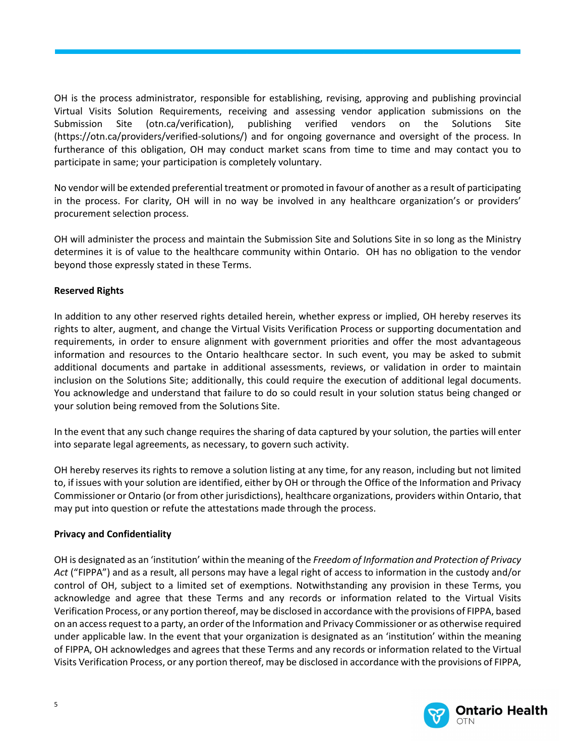OH is the process administrator, responsible for establishing, revising, approving and publishing provincial Virtual Visits Solution Requirements, receiving and assessing vendor application submissions on the Submission Site (otn.ca/verification), publishing verified vendors on the Solutions Site (https://otn.ca/providers/verified-solutions/) and for ongoing governance and oversight of the process. In furtherance of this obligation, OH may conduct market scans from time to time and may contact you to participate in same; your participation is completely voluntary.

No vendor will be extended preferential treatment or promoted in favour of another as a result of participating in the process. For clarity, OH will in no way be involved in any healthcare organization's or providers' procurement selection process.

OH will administer the process and maintain the Submission Site and Solutions Site in so long as the Ministry determines it is of value to the healthcare community within Ontario. OH has no obligation to the vendor beyond those expressly stated in these Terms.

**Reserved Rights**

In addition to any other reserved rights detailed herein, whether express or implied, OH hereby reserves its rights to alter, augment, and change the Virtual Visits Verification Process or supporting documentation and requirements, in order to ensure alignment with government priorities and offer the most advantageous information and resources to the Ontario healthcare sector. In such event, you may be asked to submit additional documents and partake in additional assessments, reviews, or validation in order to maintain inclusion on the Solutions Site; additionally, this could require the execution of additional legal documents. You acknowledge and understand that failure to do so could result in your solution status being changed or your solution being removed from the Solutions Site.

In the event that any such change requires the sharing of data captured by your solution, the parties will enter into separate legal agreements, as necessary, to govern such activity.

OH hereby reserves its rights to remove a solution listing at any time, for any reason, including but not limited to, if issues with your solution are identified, either by OH or through the Office of the Information and Privacy Commissioner or Ontario (or from other jurisdictions), healthcare organizations, providers within Ontario, that may put into question or refute the attestations made through the process.

**Privacy and Confidentiality**

OH is designated as an 'institution' within the meaning of the *Freedom of Information and Protection of Privacy Act* ("FIPPA") and as a result, all persons may have a legal right of access to information in the custody and/or control of OH, subject to a limited set of exemptions. Notwithstanding any provision in these Terms, you acknowledge and agree that these Terms and any records or information related to the Virtual Visits Verification Process, or any portion thereof, may be disclosed in accordance with the provisions of FIPPA, based on an access request to a party, an order of the Information and Privacy Commissioner or as otherwise required under applicable law. In the event that your organization is designated as an 'institution' within the meaning of FIPPA, OH acknowledges and agrees that these Terms and any records or information related to the Virtual Visits Verification Process, or any portion thereof, may be disclosed in accordance with the provisions of FIPPA,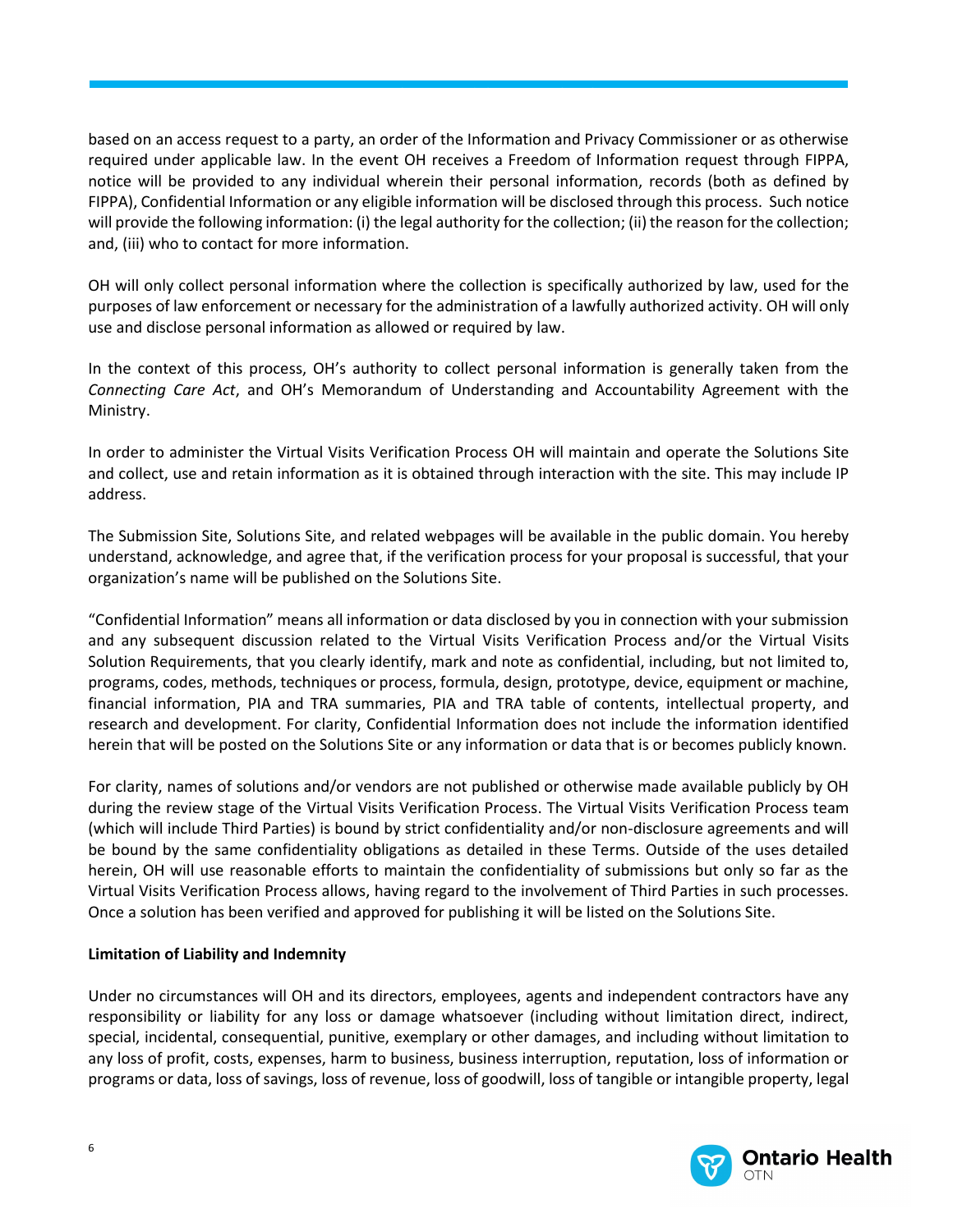based on an access request to a party, an order of the Information and Privacy Commissioner or as otherwise required under applicable law. In the event OH receives a Freedom of Information request through FIPPA, notice will be provided to any individual wherein their personal information, records (both as defined by FIPPA), Confidential Information or any eligible information will be disclosed through this process. Such notice will provide the following information: (i) the legal authority for the collection; (ii) the reason for the collection; and, (iii) who to contact for more information.

OH will only collect personal information where the collection is specifically authorized by law, used for the purposes of law enforcement or necessary for the administration of a lawfully authorized activity. OH will only use and disclose personal information as allowed or required by law.

In the context of this process, OH's authority to collect personal information is generally taken from the *Connecting Care Act*, and OH's Memorandum of Understanding and Accountability Agreement with the Ministry.

In order to administer the Virtual Visits Verification Process OH will maintain and operate the Solutions Site and collect, use and retain information as it is obtained through interaction with the site. This may include IP address.

The Submission Site, Solutions Site, and related webpages will be available in the public domain. You hereby understand, acknowledge, and agree that, if the verification process for your proposal is successful, that your organization's name will be published on the Solutions Site.

"Confidential Information" means all information or data disclosed by you in connection with your submission and any subsequent discussion related to the Virtual Visits Verification Process and/or the Virtual Visits Solution Requirements, that you clearly identify, mark and note as confidential, including, but not limited to, programs, codes, methods, techniques or process, formula, design, prototype, device, equipment or machine, financial information, PIA and TRA summaries, PIA and TRA table of contents, intellectual property, and research and development. For clarity, Confidential Information does not include the information identified herein that will be posted on the Solutions Site or any information or data that is or becomes publicly known.

For clarity, names of solutions and/or vendors are not published or otherwise made available publicly by OH during the review stage of the Virtual Visits Verification Process. The Virtual Visits Verification Process team (which will include Third Parties) is bound by strict confidentiality and/or non-disclosure agreements and will be bound by the same confidentiality obligations as detailed in these Terms. Outside of the uses detailed herein, OH will use reasonable efforts to maintain the confidentiality of submissions but only so far as the Virtual Visits Verification Process allows, having regard to the involvement of Third Parties in such processes. Once a solution has been verified and approved for publishing it will be listed on the Solutions Site.

**Limitation of Liability and Indemnity**

Under no circumstances will OH and its directors, employees, agents and independent contractors have any responsibility or liability for any loss or damage whatsoever (including without limitation direct, indirect, special, incidental, consequential, punitive, exemplary or other damages, and including without limitation to any loss of profit, costs, expenses, harm to business, business interruption, reputation, loss of information or programs or data, loss of savings, loss of revenue, loss of goodwill, loss of tangible or intangible property, legal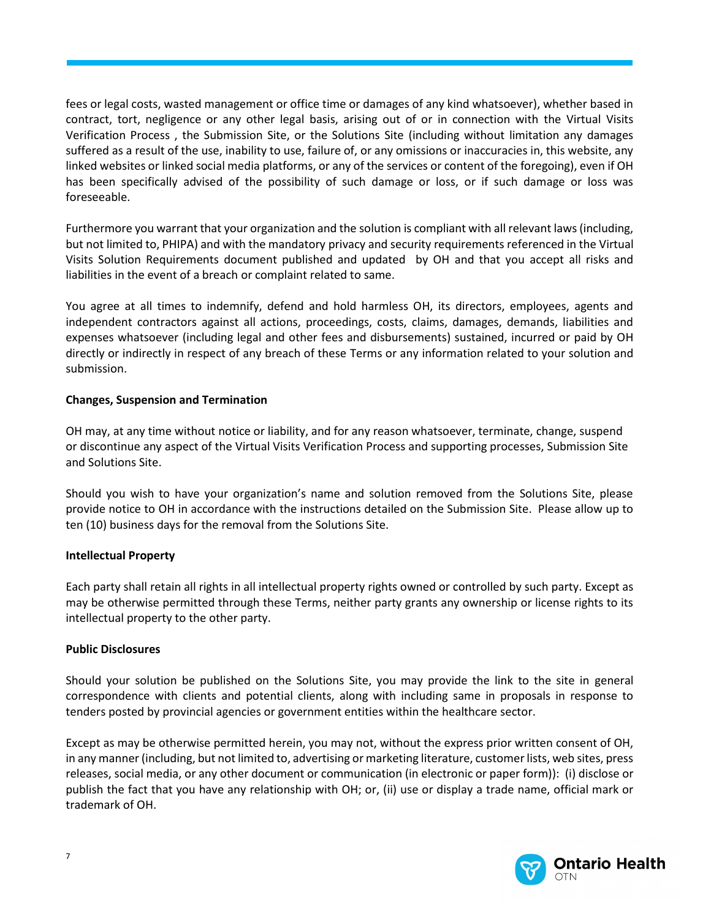fees or legal costs, wasted management or office time or damages of any kind whatsoever), whether based in contract, tort, negligence or any other legal basis, arising out of or in connection with the Virtual Visits Verification Process , the Submission Site, or the Solutions Site (including without limitation any damages suffered as a result of the use, inability to use, failure of, or any omissions or inaccuracies in, this website, any linked websites or linked social media platforms, or any of the services or content of the foregoing), even if OH has been specifically advised of the possibility of such damage or loss, or if such damage or loss was foreseeable.

Furthermore you warrant that your organization and the solution is compliant with all relevant laws (including, but not limited to, PHIPA) and with the mandatory privacy and security requirements referenced in the Virtual Visits Solution Requirements document published and updated by OH and that you accept all risks and liabilities in the event of a breach or complaint related to same.

You agree at all times to indemnify, defend and hold harmless OH, its directors, employees, agents and independent contractors against all actions, proceedings, costs, claims, damages, demands, liabilities and expenses whatsoever (including legal and other fees and disbursements) sustained, incurred or paid by OH directly or indirectly in respect of any breach of these Terms or any information related to your solution and submission.

**Changes, Suspension and Termination**

OH may, at any time without notice or liability, and for any reason whatsoever, terminate, change, suspend or discontinue any aspect of the Virtual Visits Verification Process and supporting processes, Submission Site and Solutions Site.

Should you wish to have your organization's name and solution removed from the Solutions Site, please provide notice to OH in accordance with the instructions detailed on the Submission Site. Please allow up to ten (10) business days for the removal from the Solutions Site.

**Intellectual Property**

Each party shall retain all rights in all intellectual property rights owned or controlled by such party. Except as may be otherwise permitted through these Terms, neither party grants any ownership or license rights to its intellectual property to the other party.

**Public Disclosures**

Should your solution be published on the Solutions Site, you may provide the link to the site in general correspondence with clients and potential clients, along with including same in proposals in response to tenders posted by provincial agencies or government entities within the healthcare sector.

Except as may be otherwise permitted herein, you may not, without the express prior written consent of OH, in any manner (including, but not limited to, advertising or marketing literature, customer lists, web sites, press releases, social media, or any other document or communication (in electronic or paper form)): (i) disclose or publish the fact that you have any relationship with OH; or, (ii) use or display a trade name, official mark or trademark of OH.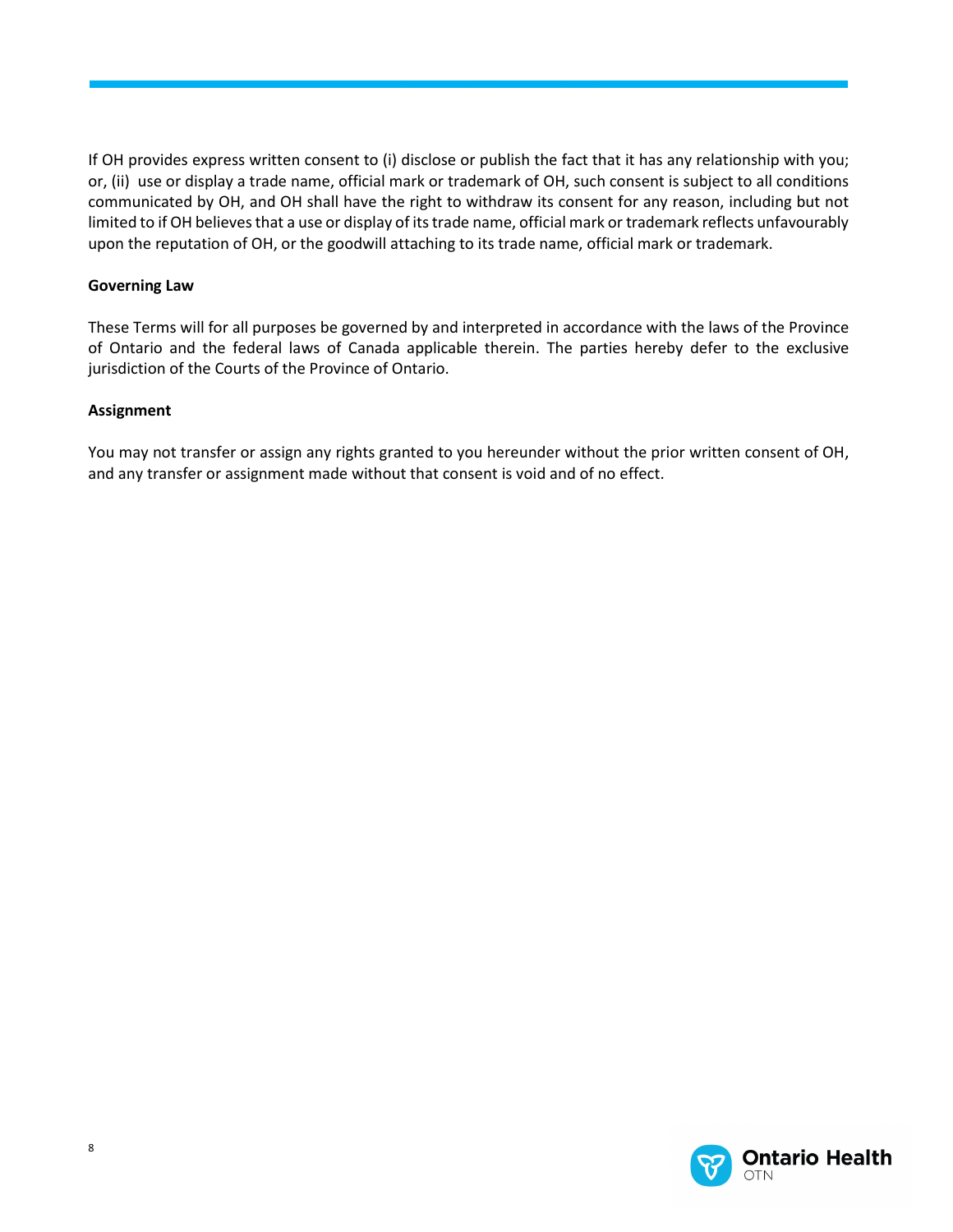If OH provides express written consent to (i) disclose or publish the fact that it has any relationship with you; or, (ii) use or display a trade name, official mark or trademark of OH, such consent is subject to all conditions communicated by OH, and OH shall have the right to withdraw its consent for any reason, including but not limited to if OH believes that a use or display of its trade name, official mark or trademark reflects unfavourably upon the reputation of OH, or the goodwill attaching to its trade name, official mark or trademark.

**Governing Law**

These Terms will for all purposes be governed by and interpreted in accordance with the laws of the Province of Ontario and the federal laws of Canada applicable therein. The parties hereby defer to the exclusive jurisdiction of the Courts of the Province of Ontario.

**Assignment**

You may not transfer or assign any rights granted to you hereunder without the prior written consent of OH, and any transfer or assignment made without that consent is void and of no effect.